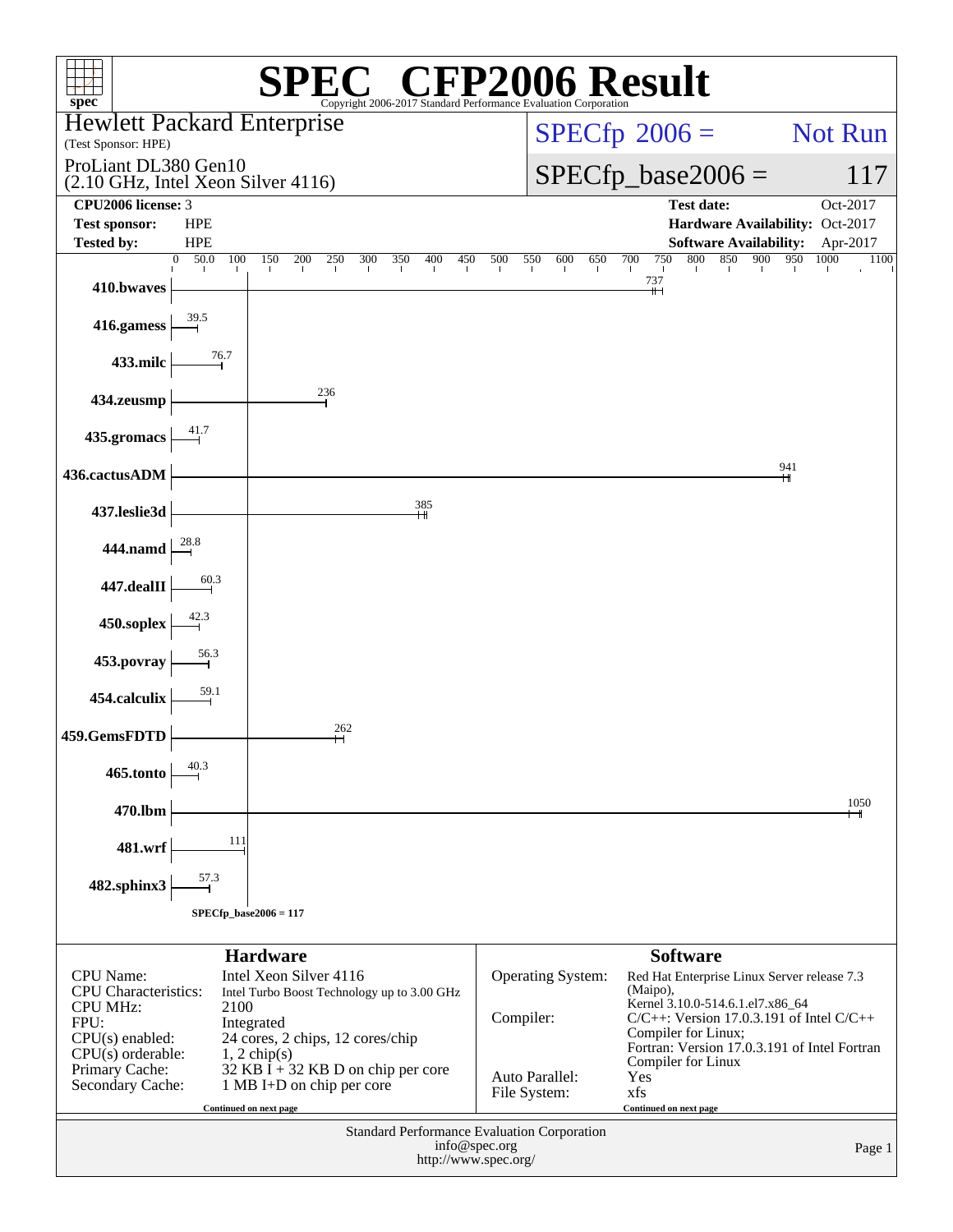# SPEC CFP2006 Result

Copyright 2006-2017 Standard Performance Evaluation Corporation

**Hewlett Packard Enterprise**
(Test Sponsor: HPE)

ProLiant DL380 Gen10
(2.10 GHz, Intel Xeon Silver 4116)

SPECfp 2006 = Not Run

SPECfp_base2006 = 117

| | | | |
|---|---|---|---|
| **CPU2006 license:** | 3 | **Test date:** | Oct-2017 |
| **Test sponsor:** | HPE | **Hardware Availability:** | Oct-2017 |
| **Tested by:** | HPE | **Software Availability:** | Apr-2017 |

| Benchmark | Base Ratio |
|---|---|
| 410.bwaves | 737 |
| 416.gamess | 39.5 |
| 433.milc | 76.7 |
| 434.zeusmp | 236 |
| 435.gromacs | 41.7 |
| 436.cactusADM | 941 |
| 437.leslie3d | 385 |
| 444.namd | 28.8 |
| 447.dealII | 60.3 |
| 450.soplex | 42.3 |
| 453.povray | 56.3 |
| 454.calculix | 59.1 |
| 459.GemsFDTD | 262 |
| 465.tonto | 40.3 |
| 470.lbm | 1050 |
| 481.wrf | 111 |
| 482.sphinx3 | 57.3 |

SPECfp_base2006 = 117

## Hardware

| | |
|---|---|
| CPU Name: | Intel Xeon Silver 4116 |
| CPU Characteristics: | Intel Turbo Boost Technology up to 3.00 GHz |
| CPU MHz: | 2100 |
| FPU: | Integrated |
| CPU(s) enabled: | 24 cores, 2 chips, 12 cores/chip |
| CPU(s) orderable: | 1, 2 chip(s) |
| Primary Cache: | 32 KB I + 32 KB D on chip per core |
| Secondary Cache: | 1 MB I+D on chip per core |

Continued on next page

## Software

| | |
|---|---|
| Operating System: | Red Hat Enterprise Linux Server release 7.3 (Maipo), Kernel 3.10.0-514.6.1.el7.x86_64 |
| Compiler: | C/C++: Version 17.0.3.191 of Intel C/C++ Compiler for Linux; Fortran: Version 17.0.3.191 of Intel Fortran Compiler for Linux |
| Auto Parallel: | Yes |
| File System: | xfs |

Continued on next page

Standard Performance Evaluation Corporation
info@spec.org
http://www.spec.org/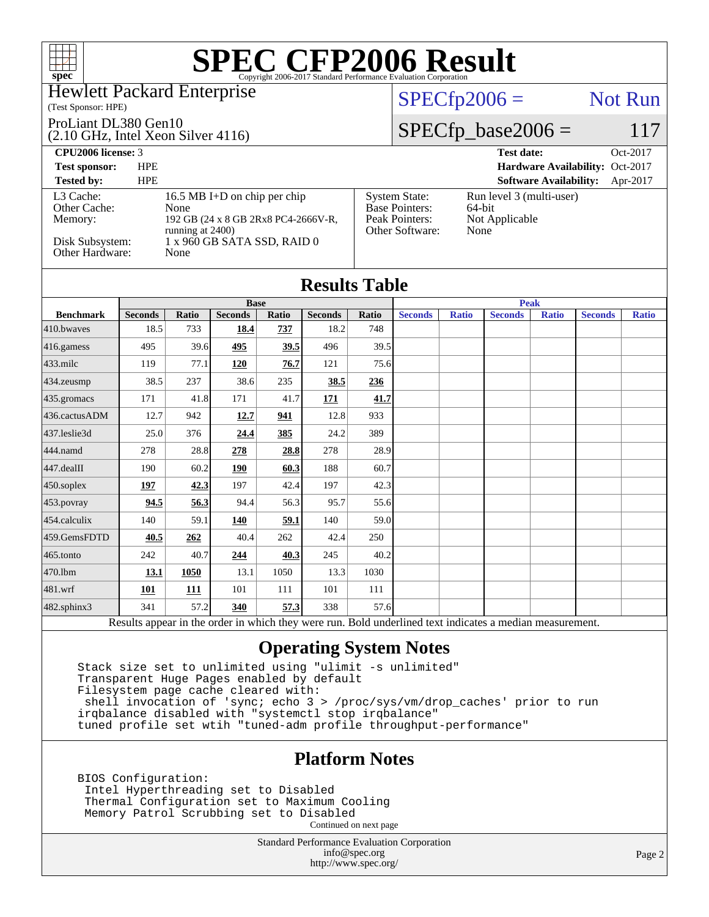# SPEC CFP2006 Result

Copyright 2006-2017 Standard Performance Evaluation Corporation

Hewlett Packard Enterprise
(Test Sponsor: HPE)

ProLiant DL380 Gen10
(2.10 GHz, Intel Xeon Silver 4116)

SPECfp2006 = Not Run

SPECfp_base2006 = 117

| | | | |
|---|---|---|---|
| **CPU2006 license:** 3 | | **Test date:** | Oct-2017 |
| **Test sponsor:** | HPE | **Hardware Availability:** | Oct-2017 |
| **Tested by:** | HPE | **Software Availability:** | Apr-2017 |

| | |
|---|---|
| L3 Cache: | 16.5 MB I+D on chip per chip |
| Other Cache: | None |
| Memory: | 192 GB (24 x 8 GB 2Rx8 PC4-2666V-R, running at 2400) |
| Disk Subsystem: | 1 x 960 GB SATA SSD, RAID 0 |
| Other Hardware: | None |

| | |
|---|---|
| System State: | Run level 3 (multi-user) |
| Base Pointers: | 64-bit |
| Peak Pointers: | Not Applicable |
| Other Software: | None |

## Results Table

| | Base | | | | | | Peak | | | | | |
|---|---|---|---|---|---|---|---|---|---|---|---|---|
| **Benchmark** | **Seconds** | **Ratio** | **Seconds** | **Ratio** | **Seconds** | **Ratio** | **Seconds** | **Ratio** | **Seconds** | **Ratio** | **Seconds** | **Ratio** |
| 410.bwaves | 18.5 | 733 | **18.4** | **737** | 18.2 | 748 | | | | | | |
| 416.gamess | 495 | 39.6 | **495** | **39.5** | 496 | 39.5 | | | | | | |
| 433.milc | 119 | 77.1 | **120** | **76.7** | 121 | 75.6 | | | | | | |
| 434.zeusmp | 38.5 | 237 | 38.6 | 235 | **38.5** | **236** | | | | | | |
| 435.gromacs | 171 | 41.8 | 171 | 41.7 | **171** | **41.7** | | | | | | |
| 436.cactusADM | 12.7 | 942 | **12.7** | **941** | 12.8 | 933 | | | | | | |
| 437.leslie3d | 25.0 | 376 | **24.4** | **385** | 24.2 | 389 | | | | | | |
| 444.namd | 278 | 28.8 | **278** | **28.8** | 278 | 28.9 | | | | | | |
| 447.dealII | 190 | 60.2 | **190** | **60.3** | 188 | 60.7 | | | | | | |
| 450.soplex | **197** | **42.3** | 197 | 42.4 | 197 | 42.3 | | | | | | |
| 453.povray | **94.5** | **56.3** | 94.4 | 56.3 | 95.7 | 55.6 | | | | | | |
| 454.calculix | 140 | 59.1 | **140** | **59.1** | 140 | 59.0 | | | | | | |
| 459.GemsFDTD | **40.5** | **262** | 40.4 | 262 | 42.4 | 250 | | | | | | |
| 465.tonto | 242 | 40.7 | **244** | **40.3** | 245 | 40.2 | | | | | | |
| 470.lbm | **13.1** | **1050** | 13.1 | 1050 | 13.3 | 1030 | | | | | | |
| 481.wrf | **101** | **111** | 101 | 111 | 101 | 111 | | | | | | |
| 482.sphinx3 | 341 | 57.2 | **340** | **57.3** | 338 | 57.6 | | | | | | |

Results appear in the order in which they were run. Bold underlined text indicates a median measurement.

## Operating System Notes

```
Stack size set to unlimited using "ulimit -s unlimited"
Transparent Huge Pages enabled by default
Filesystem page cache cleared with:
 shell invocation of 'sync; echo 3 > /proc/sys/vm/drop_caches' prior to run
irqbalance disabled with "systemctl stop irqbalance"
tuned profile set wtih "tuned-adm profile throughput-performance"
```

## Platform Notes

```
BIOS Configuration:
 Intel Hyperthreading set to Disabled
 Thermal Configuration set to Maximum Cooling
 Memory Patrol Scrubbing set to Disabled
```

Continued on next page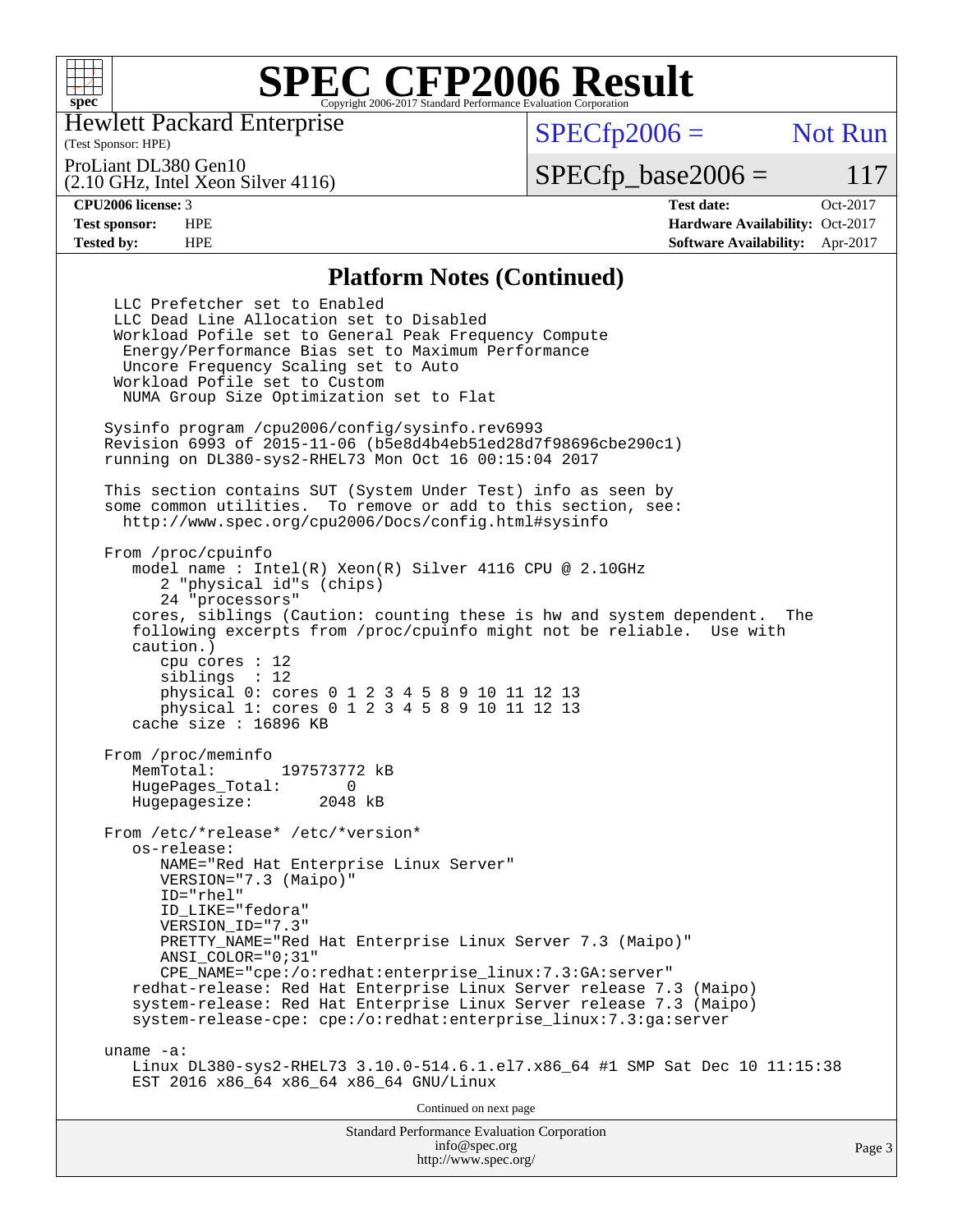# SPEC CFP2006 Result

Copyright 2006-2017 Standard Performance Evaluation Corporation

Hewlett Packard Enterprise
(Test Sponsor: HPE)

ProLiant DL380 Gen10
(2.10 GHz, Intel Xeon Silver 4116)

SPECfp2006 = Not Run

SPECfp_base2006 = 117

| **CPU2006 license:** 3 | **Test date:** Oct-2017 |
|---|---|
| **Test sponsor:** HPE | **Hardware Availability:** Oct-2017 |
| **Tested by:** HPE | **Software Availability:** Apr-2017 |

## Platform Notes (Continued)

```
  LLC Prefetcher set to Enabled
  LLC Dead Line Allocation set to Disabled
  Workload Pofile set to General Peak Frequency Compute
   Energy/Performance Bias set to Maximum Performance
   Uncore Frequency Scaling set to Auto
  Workload Pofile set to Custom
   NUMA Group Size Optimization set to Flat

 Sysinfo program /cpu2006/config/sysinfo.rev6993
 Revision 6993 of 2015-11-06 (b5e8d4b4eb51ed28d7f98696cbe290c1)
 running on DL380-sys2-RHEL73 Mon Oct 16 00:15:04 2017

 This section contains SUT (System Under Test) info as seen by
 some common utilities.  To remove or add to this section, see:
   http://www.spec.org/cpu2006/Docs/config.html#sysinfo

 From /proc/cpuinfo
    model name : Intel(R) Xeon(R) Silver 4116 CPU @ 2.10GHz
       2 "physical id"s (chips)
       24 "processors"
    cores, siblings (Caution: counting these is hw and system dependent.  The
    following excerpts from /proc/cpuinfo might not be reliable.  Use with
    caution.)
       cpu cores : 12
       siblings  : 12
       physical 0: cores 0 1 2 3 4 5 8 9 10 11 12 13
       physical 1: cores 0 1 2 3 4 5 8 9 10 11 12 13
    cache size : 16896 KB

 From /proc/meminfo
    MemTotal:       197573772 kB
    HugePages_Total:       0
    Hugepagesize:       2048 kB

 From /etc/*release* /etc/*version*
    os-release:
       NAME="Red Hat Enterprise Linux Server"
       VERSION="7.3 (Maipo)"
       ID="rhel"
       ID_LIKE="fedora"
       VERSION_ID="7.3"
       PRETTY_NAME="Red Hat Enterprise Linux Server 7.3 (Maipo)"
       ANSI_COLOR="0;31"
       CPE_NAME="cpe:/o:redhat:enterprise_linux:7.3:GA:server"
    redhat-release: Red Hat Enterprise Linux Server release 7.3 (Maipo)
    system-release: Red Hat Enterprise Linux Server release 7.3 (Maipo)
    system-release-cpe: cpe:/o:redhat:enterprise_linux:7.3:ga:server

 uname -a:
    Linux DL380-sys2-RHEL73 3.10.0-514.6.1.el7.x86_64 #1 SMP Sat Dec 10 11:15:38
    EST 2016 x86_64 x86_64 x86_64 GNU/Linux
```

Continued on next page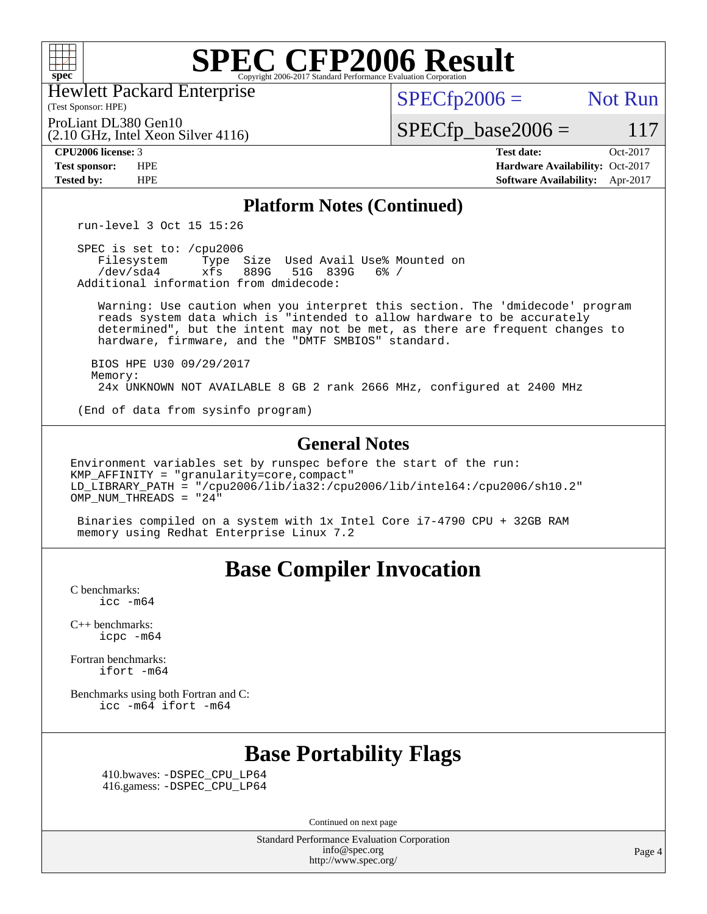# SPEC CFP2006 Result

Copyright 2006-2017 Standard Performance Evaluation Corporation

Hewlett Packard Enterprise
(Test Sponsor: HPE)

ProLiant DL380 Gen10
(2.10 GHz, Intel Xeon Silver 4116)

SPECfp2006 = Not Run

SPECfp_base2006 = 117

**CPU2006 license:** 3
**Test sponsor:** HPE
**Tested by:** HPE

**Test date:** Oct-2017
**Hardware Availability:** Oct-2017
**Software Availability:** Apr-2017

## Platform Notes (Continued)

```
run-level 3 Oct 15 15:26

SPEC is set to: /cpu2006
   Filesystem     Type  Size  Used Avail Use% Mounted on
   /dev/sda4      xfs   889G   51G  839G   6% /
Additional information from dmidecode:

    Warning: Use caution when you interpret this section. The 'dmidecode' program
    reads system data which is "intended to allow hardware to be accurately
    determined", but the intent may not be met, as there are frequent changes to
    hardware, firmware, and the "DMTF SMBIOS" standard.

   BIOS HPE U30 09/29/2017
   Memory:
    24x UNKNOWN NOT AVAILABLE 8 GB 2 rank 2666 MHz, configured at 2400 MHz

(End of data from sysinfo program)
```

## General Notes

```
Environment variables set by runspec before the start of the run:
KMP_AFFINITY = "granularity=core,compact"
LD_LIBRARY_PATH = "/cpu2006/lib/ia32:/cpu2006/lib/intel64:/cpu2006/sh10.2"
OMP_NUM_THREADS = "24"

 Binaries compiled on a system with 1x Intel Core i7-4790 CPU + 32GB RAM
 memory using Redhat Enterprise Linux 7.2
```

## Base Compiler Invocation

C benchmarks:
`icc -m64`

C++ benchmarks:
`icpc -m64`

Fortran benchmarks:
`ifort -m64`

Benchmarks using both Fortran and C:
`icc -m64 ifort -m64`

## Base Portability Flags

410.bwaves: `-DSPEC_CPU_LP64`
416.gamess: `-DSPEC_CPU_LP64`

Continued on next page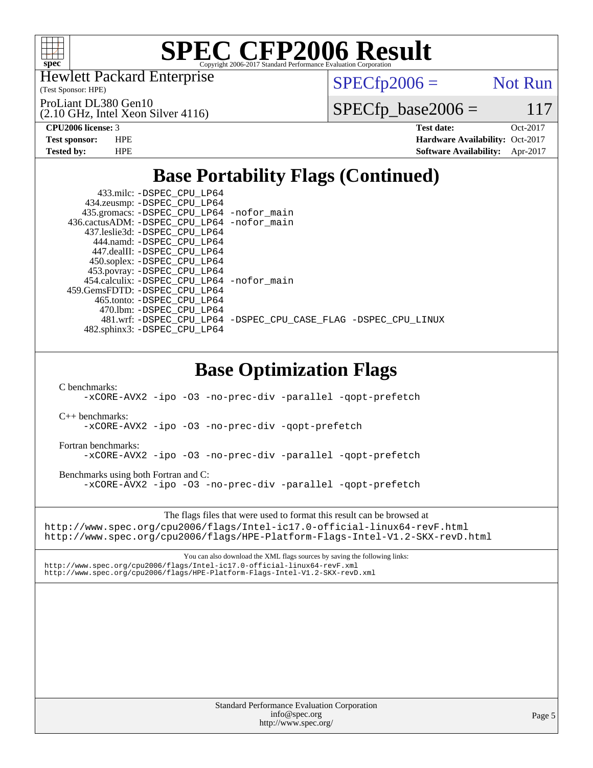# SPEC CFP2006 Result

Copyright 2006-2017 Standard Performance Evaluation Corporation

Hewlett Packard Enterprise
(Test Sponsor: HPE)

ProLiant DL380 Gen10
(2.10 GHz, Intel Xeon Silver 4116)

SPECfp2006 = Not Run

SPECfp_base2006 = 117

| | | | |
|---|---|---|---|
| **CPU2006 license:** | 3 | **Test date:** | Oct-2017 |
| **Test sponsor:** | HPE | **Hardware Availability:** | Oct-2017 |
| **Tested by:** | HPE | **Software Availability:** | Apr-2017 |

## Base Portability Flags (Continued)

```
      433.milc: -DSPEC_CPU_LP64
    434.zeusmp: -DSPEC_CPU_LP64
   435.gromacs: -DSPEC_CPU_LP64 -nofor_main
 436.cactusADM: -DSPEC_CPU_LP64 -nofor_main
  437.leslie3d: -DSPEC_CPU_LP64
     444.namd: -DSPEC_CPU_LP64
   447.dealII: -DSPEC_CPU_LP64
   450.soplex: -DSPEC_CPU_LP64
   453.povray: -DSPEC_CPU_LP64
  454.calculix: -DSPEC_CPU_LP64 -nofor_main
 459.GemsFDTD: -DSPEC_CPU_LP64
    465.tonto: -DSPEC_CPU_LP64
      470.lbm: -DSPEC_CPU_LP64
      481.wrf: -DSPEC_CPU_LP64 -DSPEC_CPU_CASE_FLAG -DSPEC_CPU_LINUX
  482.sphinx3: -DSPEC_CPU_LP64
```

## Base Optimization Flags

C benchmarks:
```
-xCORE-AVX2 -ipo -O3 -no-prec-div -parallel -qopt-prefetch
```

C++ benchmarks:
```
-xCORE-AVX2 -ipo -O3 -no-prec-div -qopt-prefetch
```

Fortran benchmarks:
```
-xCORE-AVX2 -ipo -O3 -no-prec-div -parallel -qopt-prefetch
```

Benchmarks using both Fortran and C:
```
-xCORE-AVX2 -ipo -O3 -no-prec-div -parallel -qopt-prefetch
```

The flags files that were used to format this result can be browsed at
http://www.spec.org/cpu2006/flags/Intel-ic17.0-official-linux64-revF.html
http://www.spec.org/cpu2006/flags/HPE-Platform-Flags-Intel-V1.2-SKX-revD.html

You can also download the XML flags sources by saving the following links:
http://www.spec.org/cpu2006/flags/Intel-ic17.0-official-linux64-revF.xml
http://www.spec.org/cpu2006/flags/HPE-Platform-Flags-Intel-V1.2-SKX-revD.xml

Standard Performance Evaluation Corporation
info@spec.org
http://www.spec.org/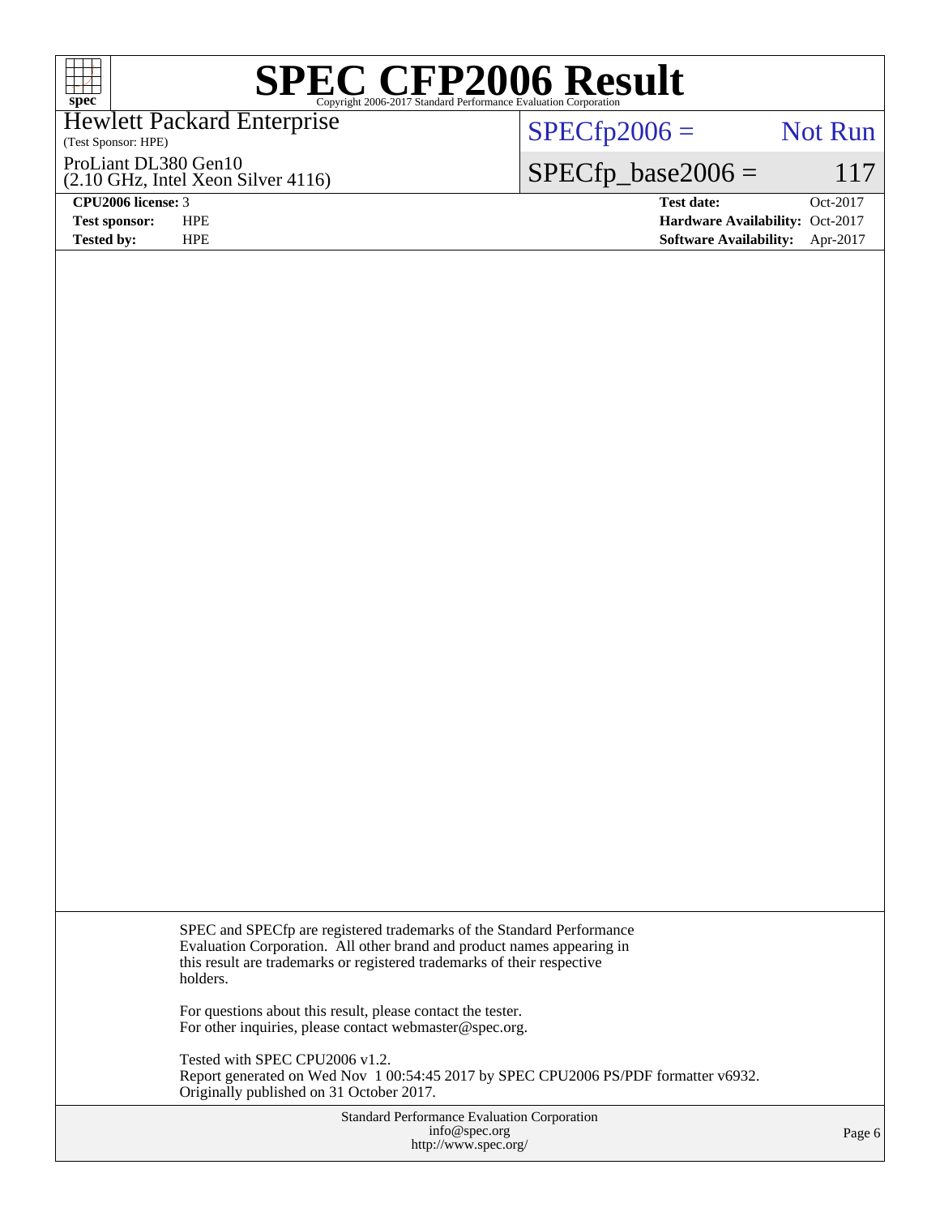SPEC and SPECfp are registered trademarks of the Standard Performance Evaluation Corporation. All other brand and product names appearing in this result are trademarks or registered trademarks of their respective holders.

For questions about this result, please contact the tester.
For other inquiries, please contact webmaster@spec.org.

Tested with SPEC CPU2006 v1.2.
Report generated on Wed Nov 1 00:54:45 2017 by SPEC CPU2006 PS/PDF formatter v6932.
Originally published on 31 October 2017.